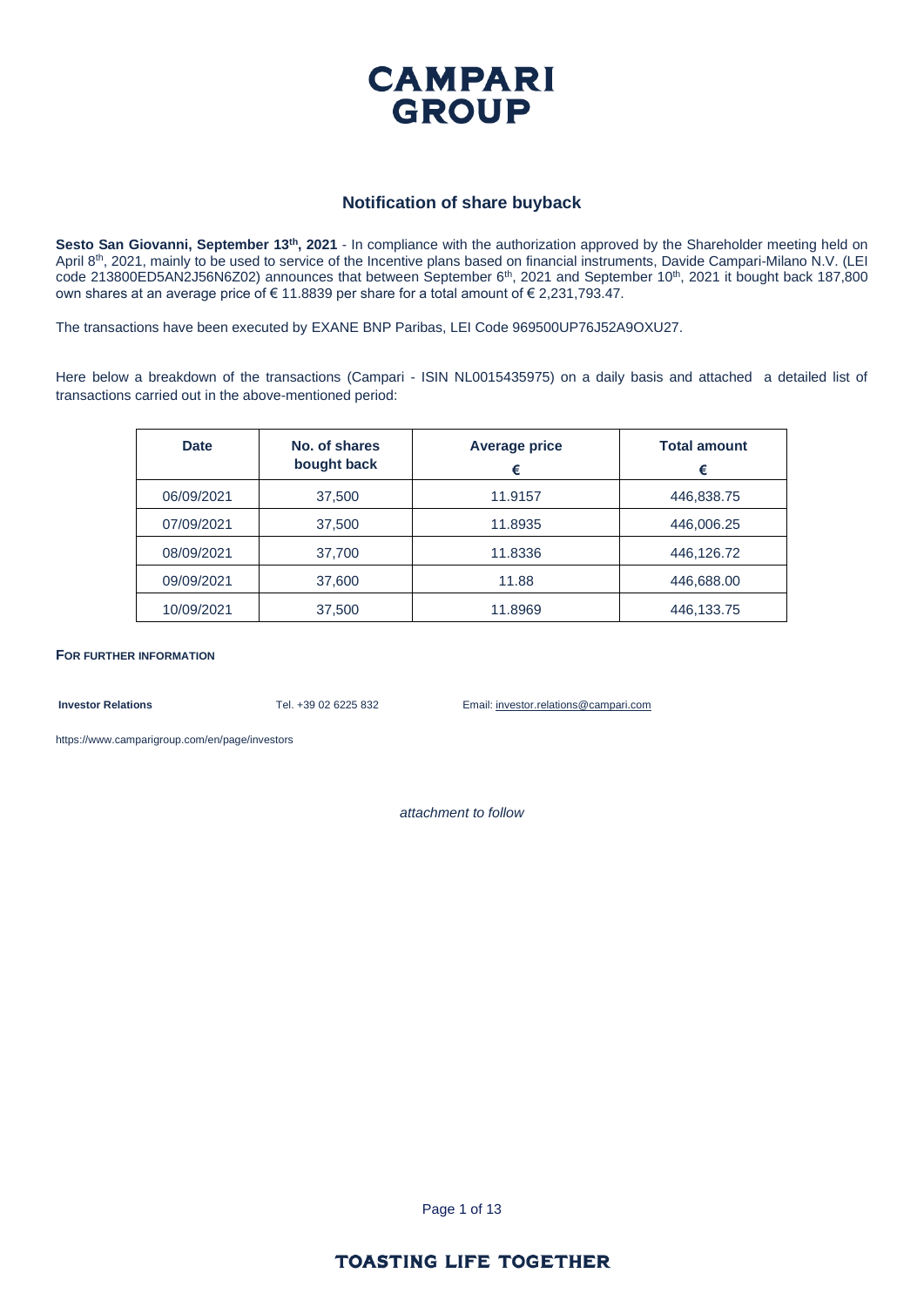# CAMPARI GROUP

## Notification of share buyback

**Sesto San Giovanni, September 13th, 2021** - In compliance with the authorization approved by the Shareholder meeting held on April 8th, 2021, mainly to be used to service of the Incentive plans based on financial instruments, Davide Campari-Milano N.V. (LEI code 213800ED5AN2J56N6Z02) announces that between September 6th, 2021 and September 10th, 2021 it bought back 187,800 own shares at an average price of € 11.8839 per share for a total amount of € 2,231,793.47.

The transactions have been executed by EXANE BNP Paribas, LEI Code 969500UP76J52A9OXU27.

Here below a breakdown of the transactions (Campari - ISIN NL0015435975) on a daily basis and attached a detailed list of transactions carried out in the above-mentioned period:

| Date | No. of shares bought back | Average price € | Total amount € |
|---|---|---|---|
| 06/09/2021 | 37,500 | 11.9157 | 446,838.75 |
| 07/09/2021 | 37,500 | 11.8935 | 446,006.25 |
| 08/09/2021 | 37,700 | 11.8336 | 446,126.72 |
| 09/09/2021 | 37,600 | 11.88 | 446,688.00 |
| 10/09/2021 | 37,500 | 11.8969 | 446,133.75 |

**FOR FURTHER INFORMATION**

**Investor Relations** Tel. +39 02 6225 832 Email: investor.relations@campari.com

https://www.camparigroup.com/en/page/investors

*attachment to follow*

TOASTING LIFE TOGETHER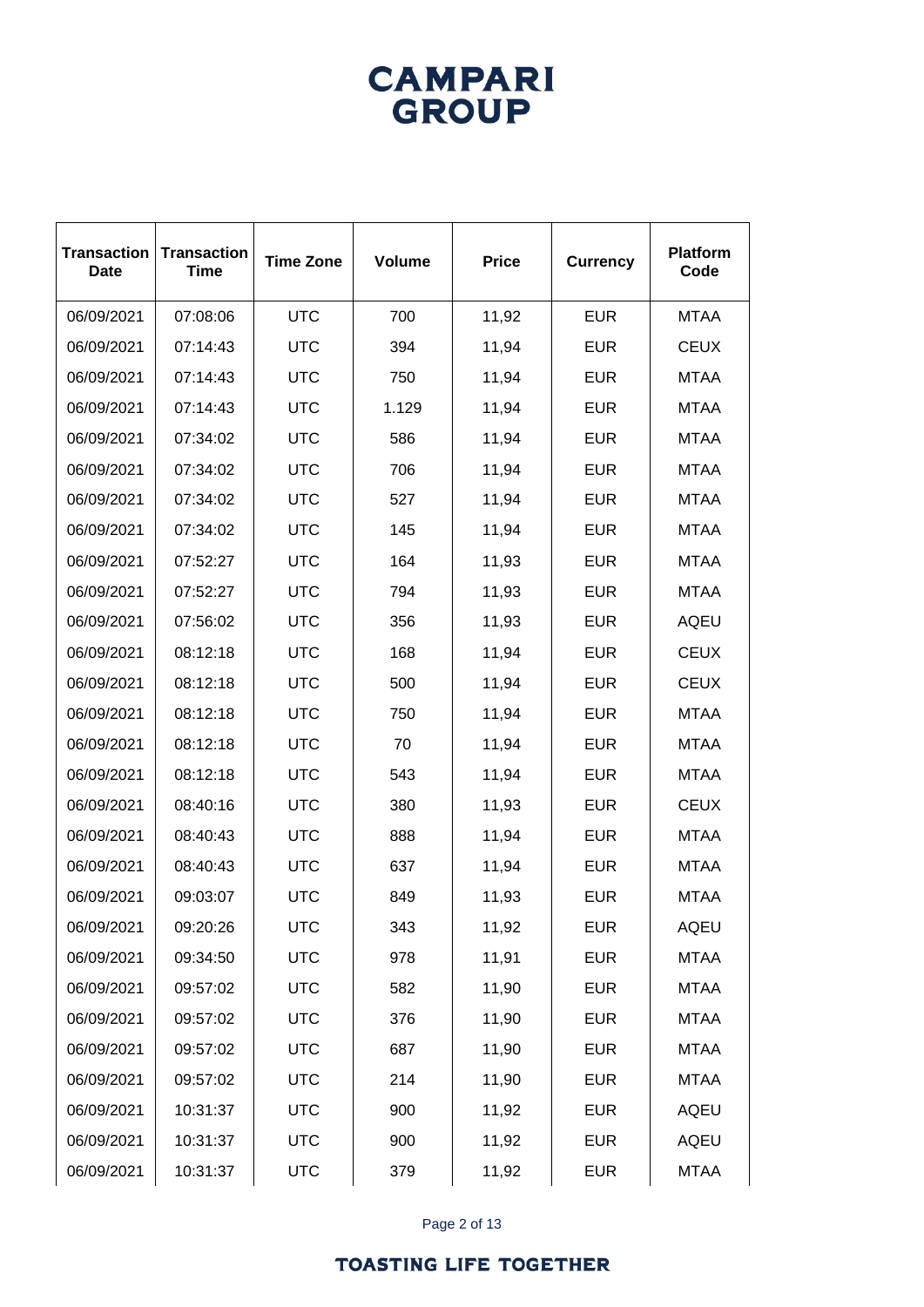| Transaction Date | Transaction Time | Time Zone | Volume | Price | Currency | Platform Code |
|---|---|---|---|---|---|---|
| 06/09/2021 | 07:08:06 | UTC | 700 | 11,92 | EUR | MTAA |
| 06/09/2021 | 07:14:43 | UTC | 394 | 11,94 | EUR | CEUX |
| 06/09/2021 | 07:14:43 | UTC | 750 | 11,94 | EUR | MTAA |
| 06/09/2021 | 07:14:43 | UTC | 1.129 | 11,94 | EUR | MTAA |
| 06/09/2021 | 07:34:02 | UTC | 586 | 11,94 | EUR | MTAA |
| 06/09/2021 | 07:34:02 | UTC | 706 | 11,94 | EUR | MTAA |
| 06/09/2021 | 07:34:02 | UTC | 527 | 11,94 | EUR | MTAA |
| 06/09/2021 | 07:34:02 | UTC | 145 | 11,94 | EUR | MTAA |
| 06/09/2021 | 07:52:27 | UTC | 164 | 11,93 | EUR | MTAA |
| 06/09/2021 | 07:52:27 | UTC | 794 | 11,93 | EUR | MTAA |
| 06/09/2021 | 07:56:02 | UTC | 356 | 11,93 | EUR | AQEU |
| 06/09/2021 | 08:12:18 | UTC | 168 | 11,94 | EUR | CEUX |
| 06/09/2021 | 08:12:18 | UTC | 500 | 11,94 | EUR | CEUX |
| 06/09/2021 | 08:12:18 | UTC | 750 | 11,94 | EUR | MTAA |
| 06/09/2021 | 08:12:18 | UTC | 70 | 11,94 | EUR | MTAA |
| 06/09/2021 | 08:12:18 | UTC | 543 | 11,94 | EUR | MTAA |
| 06/09/2021 | 08:40:16 | UTC | 380 | 11,93 | EUR | CEUX |
| 06/09/2021 | 08:40:43 | UTC | 888 | 11,94 | EUR | MTAA |
| 06/09/2021 | 08:40:43 | UTC | 637 | 11,94 | EUR | MTAA |
| 06/09/2021 | 09:03:07 | UTC | 849 | 11,93 | EUR | MTAA |
| 06/09/2021 | 09:20:26 | UTC | 343 | 11,92 | EUR | AQEU |
| 06/09/2021 | 09:34:50 | UTC | 978 | 11,91 | EUR | MTAA |
| 06/09/2021 | 09:57:02 | UTC | 582 | 11,90 | EUR | MTAA |
| 06/09/2021 | 09:57:02 | UTC | 376 | 11,90 | EUR | MTAA |
| 06/09/2021 | 09:57:02 | UTC | 687 | 11,90 | EUR | MTAA |
| 06/09/2021 | 09:57:02 | UTC | 214 | 11,90 | EUR | MTAA |
| 06/09/2021 | 10:31:37 | UTC | 900 | 11,92 | EUR | AQEU |
| 06/09/2021 | 10:31:37 | UTC | 900 | 11,92 | EUR | AQEU |
| 06/09/2021 | 10:31:37 | UTC | 379 | 11,92 | EUR | MTAA |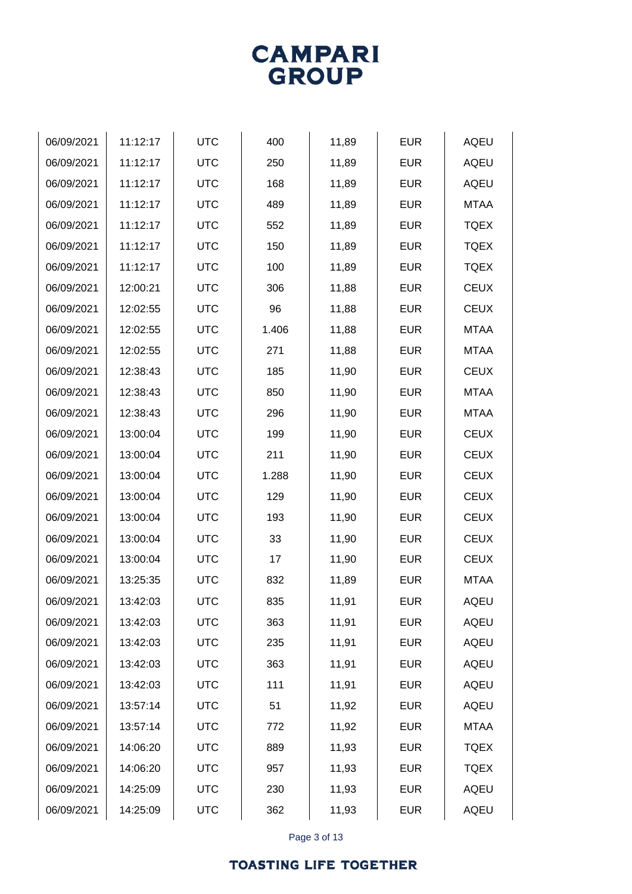| 06/09/2021 | 11:12:17 | UTC | 400 | 11,89 | EUR | AQEU |
|---|---|---|---|---|---|---|
| 06/09/2021 | 11:12:17 | UTC | 250 | 11,89 | EUR | AQEU |
| 06/09/2021 | 11:12:17 | UTC | 168 | 11,89 | EUR | AQEU |
| 06/09/2021 | 11:12:17 | UTC | 489 | 11,89 | EUR | MTAA |
| 06/09/2021 | 11:12:17 | UTC | 552 | 11,89 | EUR | TQEX |
| 06/09/2021 | 11:12:17 | UTC | 150 | 11,89 | EUR | TQEX |
| 06/09/2021 | 11:12:17 | UTC | 100 | 11,89 | EUR | TQEX |
| 06/09/2021 | 12:00:21 | UTC | 306 | 11,88 | EUR | CEUX |
| 06/09/2021 | 12:02:55 | UTC | 96 | 11,88 | EUR | CEUX |
| 06/09/2021 | 12:02:55 | UTC | 1.406 | 11,88 | EUR | MTAA |
| 06/09/2021 | 12:02:55 | UTC | 271 | 11,88 | EUR | MTAA |
| 06/09/2021 | 12:38:43 | UTC | 185 | 11,90 | EUR | CEUX |
| 06/09/2021 | 12:38:43 | UTC | 850 | 11,90 | EUR | MTAA |
| 06/09/2021 | 12:38:43 | UTC | 296 | 11,90 | EUR | MTAA |
| 06/09/2021 | 13:00:04 | UTC | 199 | 11,90 | EUR | CEUX |
| 06/09/2021 | 13:00:04 | UTC | 211 | 11,90 | EUR | CEUX |
| 06/09/2021 | 13:00:04 | UTC | 1.288 | 11,90 | EUR | CEUX |
| 06/09/2021 | 13:00:04 | UTC | 129 | 11,90 | EUR | CEUX |
| 06/09/2021 | 13:00:04 | UTC | 193 | 11,90 | EUR | CEUX |
| 06/09/2021 | 13:00:04 | UTC | 33 | 11,90 | EUR | CEUX |
| 06/09/2021 | 13:00:04 | UTC | 17 | 11,90 | EUR | CEUX |
| 06/09/2021 | 13:25:35 | UTC | 832 | 11,89 | EUR | MTAA |
| 06/09/2021 | 13:42:03 | UTC | 835 | 11,91 | EUR | AQEU |
| 06/09/2021 | 13:42:03 | UTC | 363 | 11,91 | EUR | AQEU |
| 06/09/2021 | 13:42:03 | UTC | 235 | 11,91 | EUR | AQEU |
| 06/09/2021 | 13:42:03 | UTC | 363 | 11,91 | EUR | AQEU |
| 06/09/2021 | 13:42:03 | UTC | 111 | 11,91 | EUR | AQEU |
| 06/09/2021 | 13:57:14 | UTC | 51 | 11,92 | EUR | AQEU |
| 06/09/2021 | 13:57:14 | UTC | 772 | 11,92 | EUR | MTAA |
| 06/09/2021 | 14:06:20 | UTC | 889 | 11,93 | EUR | TQEX |
| 06/09/2021 | 14:06:20 | UTC | 957 | 11,93 | EUR | TQEX |
| 06/09/2021 | 14:25:09 | UTC | 230 | 11,93 | EUR | AQEU |
| 06/09/2021 | 14:25:09 | UTC | 362 | 11,93 | EUR | AQEU |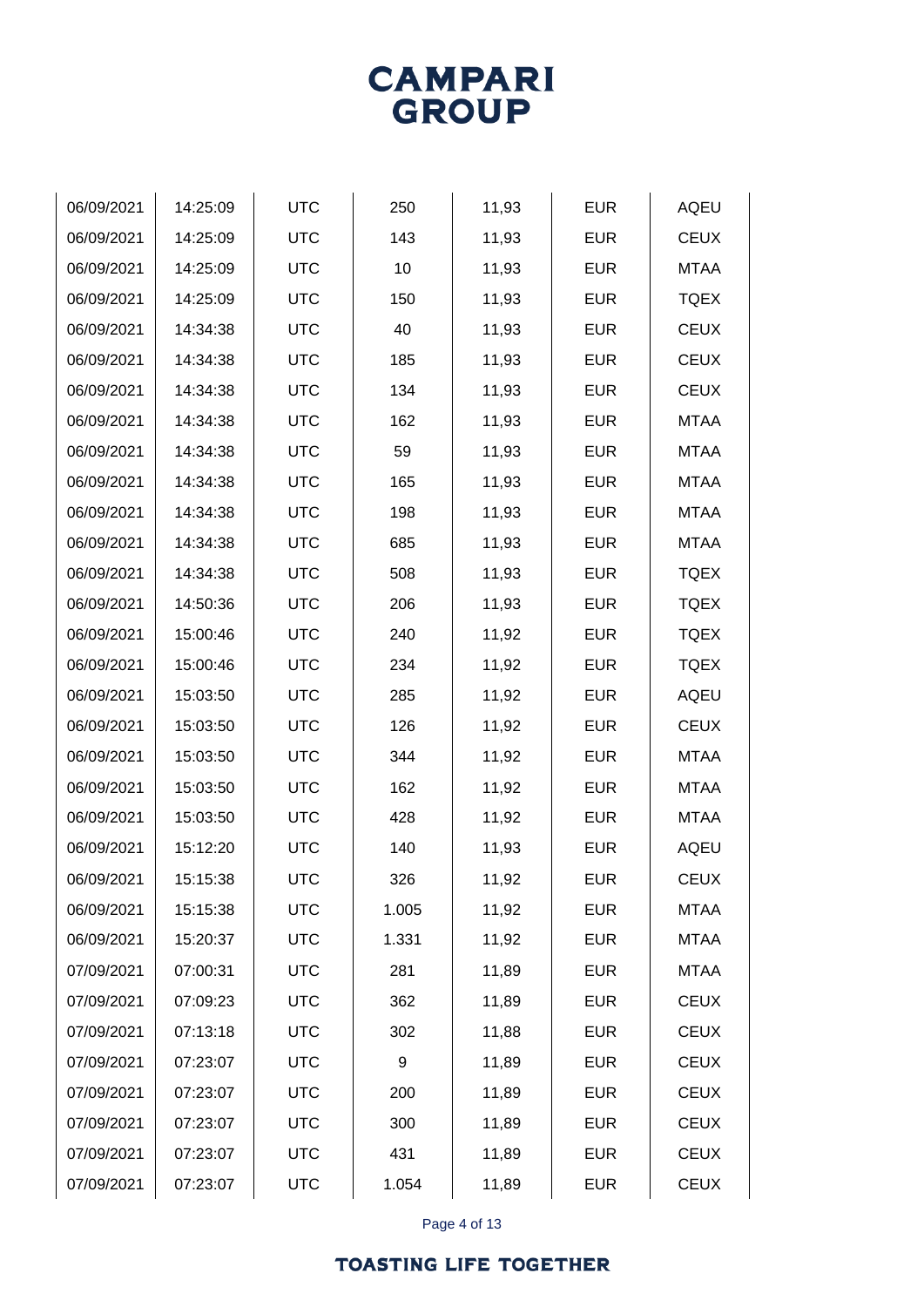| | | | | | | |
|---|---|---|---|---|---|---|
| 06/09/2021 | 14:25:09 | UTC | 250 | 11,93 | EUR | AQEU |
| 06/09/2021 | 14:25:09 | UTC | 143 | 11,93 | EUR | CEUX |
| 06/09/2021 | 14:25:09 | UTC | 10 | 11,93 | EUR | MTAA |
| 06/09/2021 | 14:25:09 | UTC | 150 | 11,93 | EUR | TQEX |
| 06/09/2021 | 14:34:38 | UTC | 40 | 11,93 | EUR | CEUX |
| 06/09/2021 | 14:34:38 | UTC | 185 | 11,93 | EUR | CEUX |
| 06/09/2021 | 14:34:38 | UTC | 134 | 11,93 | EUR | CEUX |
| 06/09/2021 | 14:34:38 | UTC | 162 | 11,93 | EUR | MTAA |
| 06/09/2021 | 14:34:38 | UTC | 59 | 11,93 | EUR | MTAA |
| 06/09/2021 | 14:34:38 | UTC | 165 | 11,93 | EUR | MTAA |
| 06/09/2021 | 14:34:38 | UTC | 198 | 11,93 | EUR | MTAA |
| 06/09/2021 | 14:34:38 | UTC | 685 | 11,93 | EUR | MTAA |
| 06/09/2021 | 14:34:38 | UTC | 508 | 11,93 | EUR | TQEX |
| 06/09/2021 | 14:50:36 | UTC | 206 | 11,93 | EUR | TQEX |
| 06/09/2021 | 15:00:46 | UTC | 240 | 11,92 | EUR | TQEX |
| 06/09/2021 | 15:00:46 | UTC | 234 | 11,92 | EUR | TQEX |
| 06/09/2021 | 15:03:50 | UTC | 285 | 11,92 | EUR | AQEU |
| 06/09/2021 | 15:03:50 | UTC | 126 | 11,92 | EUR | CEUX |
| 06/09/2021 | 15:03:50 | UTC | 344 | 11,92 | EUR | MTAA |
| 06/09/2021 | 15:03:50 | UTC | 162 | 11,92 | EUR | MTAA |
| 06/09/2021 | 15:03:50 | UTC | 428 | 11,92 | EUR | MTAA |
| 06/09/2021 | 15:12:20 | UTC | 140 | 11,93 | EUR | AQEU |
| 06/09/2021 | 15:15:38 | UTC | 326 | 11,92 | EUR | CEUX |
| 06/09/2021 | 15:15:38 | UTC | 1.005 | 11,92 | EUR | MTAA |
| 06/09/2021 | 15:20:37 | UTC | 1.331 | 11,92 | EUR | MTAA |
| 07/09/2021 | 07:00:31 | UTC | 281 | 11,89 | EUR | MTAA |
| 07/09/2021 | 07:09:23 | UTC | 362 | 11,89 | EUR | CEUX |
| 07/09/2021 | 07:13:18 | UTC | 302 | 11,88 | EUR | CEUX |
| 07/09/2021 | 07:23:07 | UTC | 9 | 11,89 | EUR | CEUX |
| 07/09/2021 | 07:23:07 | UTC | 200 | 11,89 | EUR | CEUX |
| 07/09/2021 | 07:23:07 | UTC | 300 | 11,89 | EUR | CEUX |
| 07/09/2021 | 07:23:07 | UTC | 431 | 11,89 | EUR | CEUX |
| 07/09/2021 | 07:23:07 | UTC | 1.054 | 11,89 | EUR | CEUX |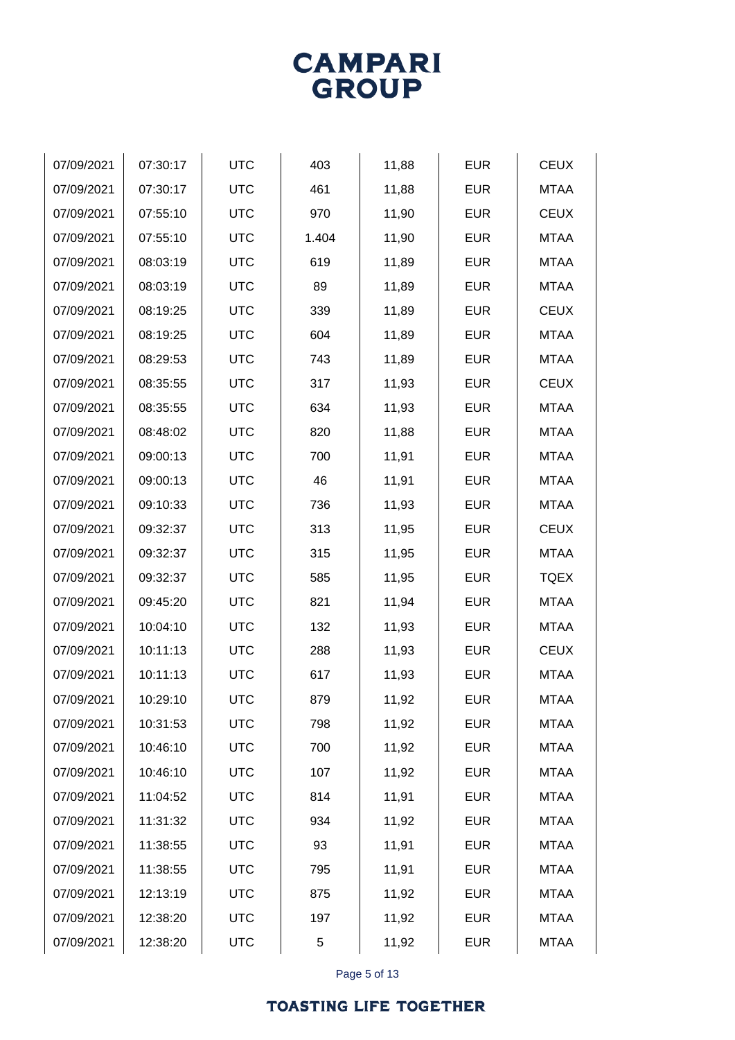| | | | | | | |
|---|---|---|---|---|---|---|
| 07/09/2021 | 07:30:17 | UTC | 403 | 11,88 | EUR | CEUX |
| 07/09/2021 | 07:30:17 | UTC | 461 | 11,88 | EUR | MTAA |
| 07/09/2021 | 07:55:10 | UTC | 970 | 11,90 | EUR | CEUX |
| 07/09/2021 | 07:55:10 | UTC | 1.404 | 11,90 | EUR | MTAA |
| 07/09/2021 | 08:03:19 | UTC | 619 | 11,89 | EUR | MTAA |
| 07/09/2021 | 08:03:19 | UTC | 89 | 11,89 | EUR | MTAA |
| 07/09/2021 | 08:19:25 | UTC | 339 | 11,89 | EUR | CEUX |
| 07/09/2021 | 08:19:25 | UTC | 604 | 11,89 | EUR | MTAA |
| 07/09/2021 | 08:29:53 | UTC | 743 | 11,89 | EUR | MTAA |
| 07/09/2021 | 08:35:55 | UTC | 317 | 11,93 | EUR | CEUX |
| 07/09/2021 | 08:35:55 | UTC | 634 | 11,93 | EUR | MTAA |
| 07/09/2021 | 08:48:02 | UTC | 820 | 11,88 | EUR | MTAA |
| 07/09/2021 | 09:00:13 | UTC | 700 | 11,91 | EUR | MTAA |
| 07/09/2021 | 09:00:13 | UTC | 46 | 11,91 | EUR | MTAA |
| 07/09/2021 | 09:10:33 | UTC | 736 | 11,93 | EUR | MTAA |
| 07/09/2021 | 09:32:37 | UTC | 313 | 11,95 | EUR | CEUX |
| 07/09/2021 | 09:32:37 | UTC | 315 | 11,95 | EUR | MTAA |
| 07/09/2021 | 09:32:37 | UTC | 585 | 11,95 | EUR | TQEX |
| 07/09/2021 | 09:45:20 | UTC | 821 | 11,94 | EUR | MTAA |
| 07/09/2021 | 10:04:10 | UTC | 132 | 11,93 | EUR | MTAA |
| 07/09/2021 | 10:11:13 | UTC | 288 | 11,93 | EUR | CEUX |
| 07/09/2021 | 10:11:13 | UTC | 617 | 11,93 | EUR | MTAA |
| 07/09/2021 | 10:29:10 | UTC | 879 | 11,92 | EUR | MTAA |
| 07/09/2021 | 10:31:53 | UTC | 798 | 11,92 | EUR | MTAA |
| 07/09/2021 | 10:46:10 | UTC | 700 | 11,92 | EUR | MTAA |
| 07/09/2021 | 10:46:10 | UTC | 107 | 11,92 | EUR | MTAA |
| 07/09/2021 | 11:04:52 | UTC | 814 | 11,91 | EUR | MTAA |
| 07/09/2021 | 11:31:32 | UTC | 934 | 11,92 | EUR | MTAA |
| 07/09/2021 | 11:38:55 | UTC | 93 | 11,91 | EUR | MTAA |
| 07/09/2021 | 11:38:55 | UTC | 795 | 11,91 | EUR | MTAA |
| 07/09/2021 | 12:13:19 | UTC | 875 | 11,92 | EUR | MTAA |
| 07/09/2021 | 12:38:20 | UTC | 197 | 11,92 | EUR | MTAA |
| 07/09/2021 | 12:38:20 | UTC | 5 | 11,92 | EUR | MTAA |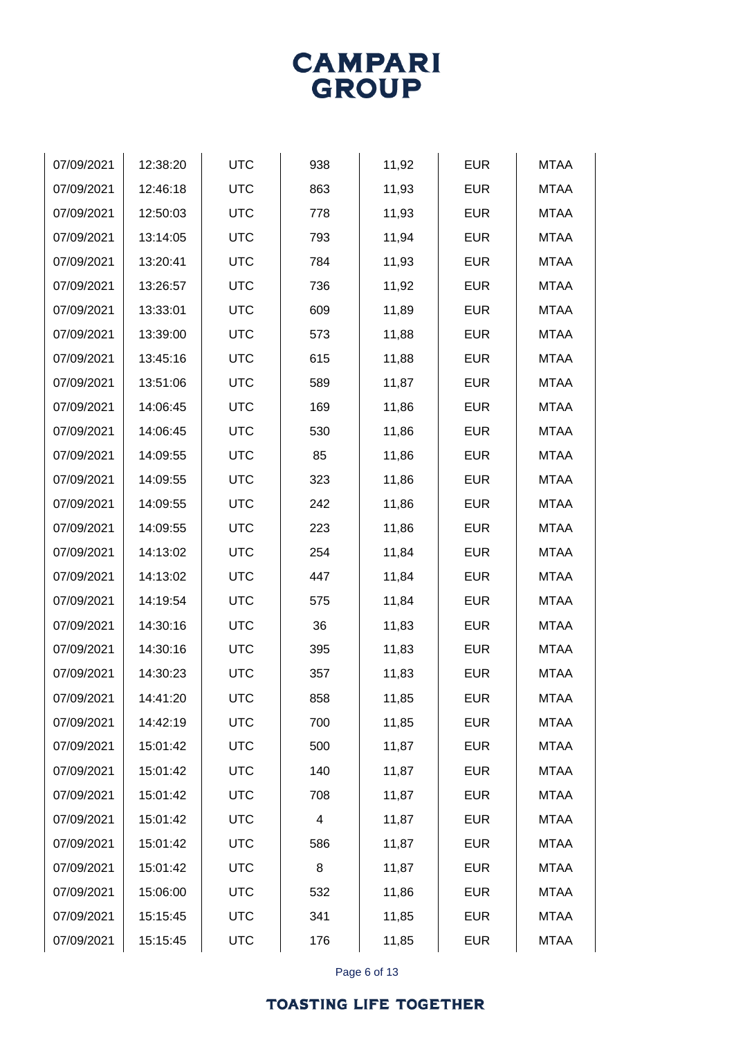| | | | | | | |
|---|---|---|---|---|---|---|
| 07/09/2021 | 12:38:20 | UTC | 938 | 11,92 | EUR | MTAA |
| 07/09/2021 | 12:46:18 | UTC | 863 | 11,93 | EUR | MTAA |
| 07/09/2021 | 12:50:03 | UTC | 778 | 11,93 | EUR | MTAA |
| 07/09/2021 | 13:14:05 | UTC | 793 | 11,94 | EUR | MTAA |
| 07/09/2021 | 13:20:41 | UTC | 784 | 11,93 | EUR | MTAA |
| 07/09/2021 | 13:26:57 | UTC | 736 | 11,92 | EUR | MTAA |
| 07/09/2021 | 13:33:01 | UTC | 609 | 11,89 | EUR | MTAA |
| 07/09/2021 | 13:39:00 | UTC | 573 | 11,88 | EUR | MTAA |
| 07/09/2021 | 13:45:16 | UTC | 615 | 11,88 | EUR | MTAA |
| 07/09/2021 | 13:51:06 | UTC | 589 | 11,87 | EUR | MTAA |
| 07/09/2021 | 14:06:45 | UTC | 169 | 11,86 | EUR | MTAA |
| 07/09/2021 | 14:06:45 | UTC | 530 | 11,86 | EUR | MTAA |
| 07/09/2021 | 14:09:55 | UTC | 85 | 11,86 | EUR | MTAA |
| 07/09/2021 | 14:09:55 | UTC | 323 | 11,86 | EUR | MTAA |
| 07/09/2021 | 14:09:55 | UTC | 242 | 11,86 | EUR | MTAA |
| 07/09/2021 | 14:09:55 | UTC | 223 | 11,86 | EUR | MTAA |
| 07/09/2021 | 14:13:02 | UTC | 254 | 11,84 | EUR | MTAA |
| 07/09/2021 | 14:13:02 | UTC | 447 | 11,84 | EUR | MTAA |
| 07/09/2021 | 14:19:54 | UTC | 575 | 11,84 | EUR | MTAA |
| 07/09/2021 | 14:30:16 | UTC | 36 | 11,83 | EUR | MTAA |
| 07/09/2021 | 14:30:16 | UTC | 395 | 11,83 | EUR | MTAA |
| 07/09/2021 | 14:30:23 | UTC | 357 | 11,83 | EUR | MTAA |
| 07/09/2021 | 14:41:20 | UTC | 858 | 11,85 | EUR | MTAA |
| 07/09/2021 | 14:42:19 | UTC | 700 | 11,85 | EUR | MTAA |
| 07/09/2021 | 15:01:42 | UTC | 500 | 11,87 | EUR | MTAA |
| 07/09/2021 | 15:01:42 | UTC | 140 | 11,87 | EUR | MTAA |
| 07/09/2021 | 15:01:42 | UTC | 708 | 11,87 | EUR | MTAA |
| 07/09/2021 | 15:01:42 | UTC | 4 | 11,87 | EUR | MTAA |
| 07/09/2021 | 15:01:42 | UTC | 586 | 11,87 | EUR | MTAA |
| 07/09/2021 | 15:01:42 | UTC | 8 | 11,87 | EUR | MTAA |
| 07/09/2021 | 15:06:00 | UTC | 532 | 11,86 | EUR | MTAA |
| 07/09/2021 | 15:15:45 | UTC | 341 | 11,85 | EUR | MTAA |
| 07/09/2021 | 15:15:45 | UTC | 176 | 11,85 | EUR | MTAA |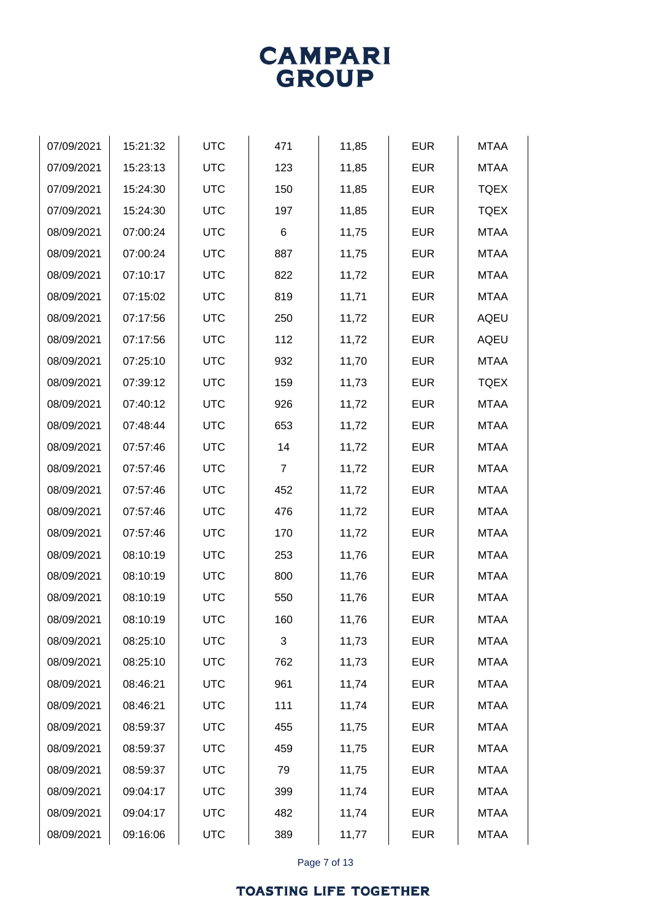| | | | | | | |
|---|---|---|---|---|---|---|
| 07/09/2021 | 15:21:32 | UTC | 471 | 11,85 | EUR | MTAA |
| 07/09/2021 | 15:23:13 | UTC | 123 | 11,85 | EUR | MTAA |
| 07/09/2021 | 15:24:30 | UTC | 150 | 11,85 | EUR | TQEX |
| 07/09/2021 | 15:24:30 | UTC | 197 | 11,85 | EUR | TQEX |
| 08/09/2021 | 07:00:24 | UTC | 6 | 11,75 | EUR | MTAA |
| 08/09/2021 | 07:00:24 | UTC | 887 | 11,75 | EUR | MTAA |
| 08/09/2021 | 07:10:17 | UTC | 822 | 11,72 | EUR | MTAA |
| 08/09/2021 | 07:15:02 | UTC | 819 | 11,71 | EUR | MTAA |
| 08/09/2021 | 07:17:56 | UTC | 250 | 11,72 | EUR | AQEU |
| 08/09/2021 | 07:17:56 | UTC | 112 | 11,72 | EUR | AQEU |
| 08/09/2021 | 07:25:10 | UTC | 932 | 11,70 | EUR | MTAA |
| 08/09/2021 | 07:39:12 | UTC | 159 | 11,73 | EUR | TQEX |
| 08/09/2021 | 07:40:12 | UTC | 926 | 11,72 | EUR | MTAA |
| 08/09/2021 | 07:48:44 | UTC | 653 | 11,72 | EUR | MTAA |
| 08/09/2021 | 07:57:46 | UTC | 14 | 11,72 | EUR | MTAA |
| 08/09/2021 | 07:57:46 | UTC | 7 | 11,72 | EUR | MTAA |
| 08/09/2021 | 07:57:46 | UTC | 452 | 11,72 | EUR | MTAA |
| 08/09/2021 | 07:57:46 | UTC | 476 | 11,72 | EUR | MTAA |
| 08/09/2021 | 07:57:46 | UTC | 170 | 11,72 | EUR | MTAA |
| 08/09/2021 | 08:10:19 | UTC | 253 | 11,76 | EUR | MTAA |
| 08/09/2021 | 08:10:19 | UTC | 800 | 11,76 | EUR | MTAA |
| 08/09/2021 | 08:10:19 | UTC | 550 | 11,76 | EUR | MTAA |
| 08/09/2021 | 08:10:19 | UTC | 160 | 11,76 | EUR | MTAA |
| 08/09/2021 | 08:25:10 | UTC | 3 | 11,73 | EUR | MTAA |
| 08/09/2021 | 08:25:10 | UTC | 762 | 11,73 | EUR | MTAA |
| 08/09/2021 | 08:46:21 | UTC | 961 | 11,74 | EUR | MTAA |
| 08/09/2021 | 08:46:21 | UTC | 111 | 11,74 | EUR | MTAA |
| 08/09/2021 | 08:59:37 | UTC | 455 | 11,75 | EUR | MTAA |
| 08/09/2021 | 08:59:37 | UTC | 459 | 11,75 | EUR | MTAA |
| 08/09/2021 | 08:59:37 | UTC | 79 | 11,75 | EUR | MTAA |
| 08/09/2021 | 09:04:17 | UTC | 399 | 11,74 | EUR | MTAA |
| 08/09/2021 | 09:04:17 | UTC | 482 | 11,74 | EUR | MTAA |
| 08/09/2021 | 09:16:06 | UTC | 389 | 11,77 | EUR | MTAA |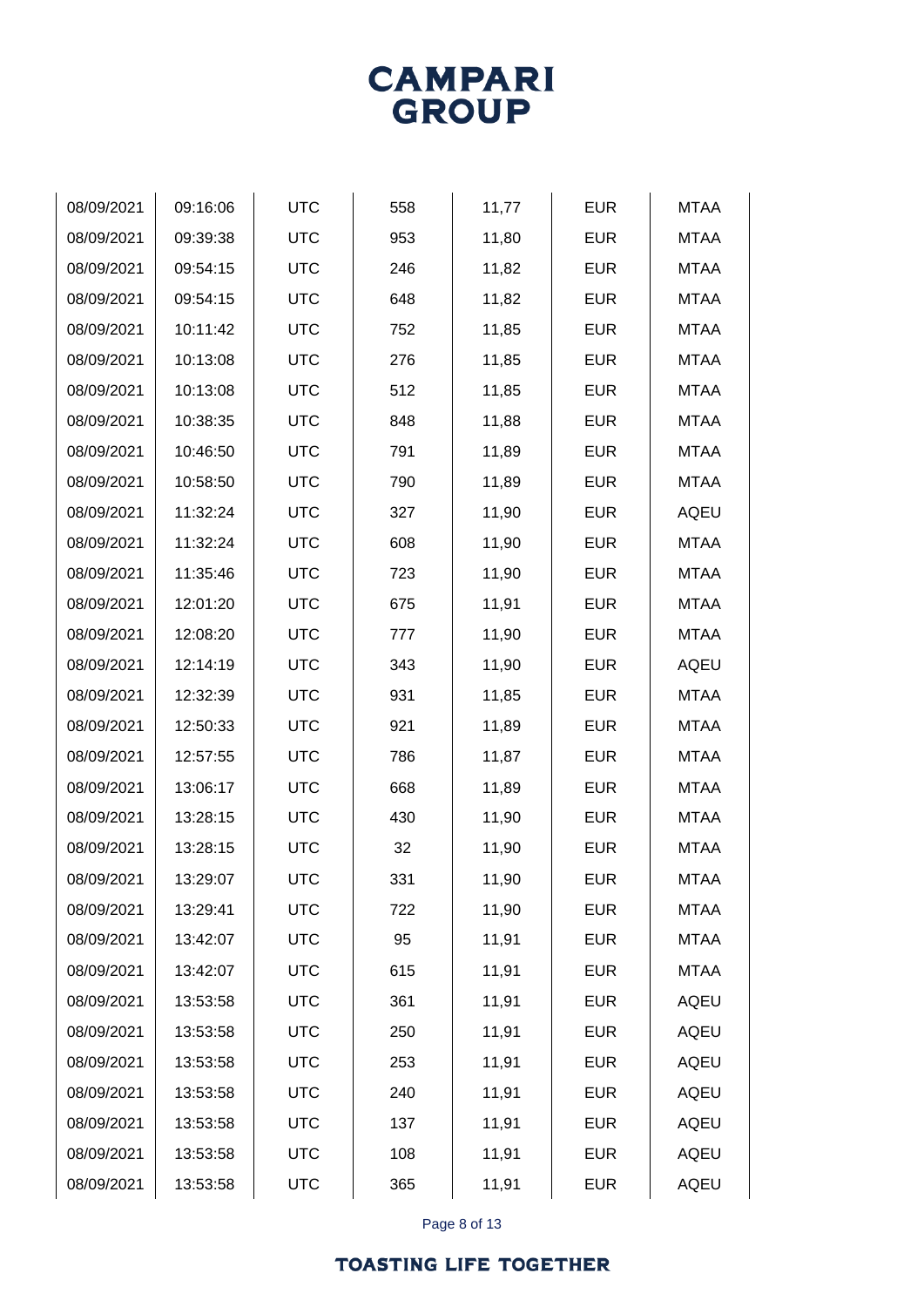| | | | | | | |
|---|---|---|---|---|---|---|
| 08/09/2021 | 09:16:06 | UTC | 558 | 11,77 | EUR | MTAA |
| 08/09/2021 | 09:39:38 | UTC | 953 | 11,80 | EUR | MTAA |
| 08/09/2021 | 09:54:15 | UTC | 246 | 11,82 | EUR | MTAA |
| 08/09/2021 | 09:54:15 | UTC | 648 | 11,82 | EUR | MTAA |
| 08/09/2021 | 10:11:42 | UTC | 752 | 11,85 | EUR | MTAA |
| 08/09/2021 | 10:13:08 | UTC | 276 | 11,85 | EUR | MTAA |
| 08/09/2021 | 10:13:08 | UTC | 512 | 11,85 | EUR | MTAA |
| 08/09/2021 | 10:38:35 | UTC | 848 | 11,88 | EUR | MTAA |
| 08/09/2021 | 10:46:50 | UTC | 791 | 11,89 | EUR | MTAA |
| 08/09/2021 | 10:58:50 | UTC | 790 | 11,89 | EUR | MTAA |
| 08/09/2021 | 11:32:24 | UTC | 327 | 11,90 | EUR | AQEU |
| 08/09/2021 | 11:32:24 | UTC | 608 | 11,90 | EUR | MTAA |
| 08/09/2021 | 11:35:46 | UTC | 723 | 11,90 | EUR | MTAA |
| 08/09/2021 | 12:01:20 | UTC | 675 | 11,91 | EUR | MTAA |
| 08/09/2021 | 12:08:20 | UTC | 777 | 11,90 | EUR | MTAA |
| 08/09/2021 | 12:14:19 | UTC | 343 | 11,90 | EUR | AQEU |
| 08/09/2021 | 12:32:39 | UTC | 931 | 11,85 | EUR | MTAA |
| 08/09/2021 | 12:50:33 | UTC | 921 | 11,89 | EUR | MTAA |
| 08/09/2021 | 12:57:55 | UTC | 786 | 11,87 | EUR | MTAA |
| 08/09/2021 | 13:06:17 | UTC | 668 | 11,89 | EUR | MTAA |
| 08/09/2021 | 13:28:15 | UTC | 430 | 11,90 | EUR | MTAA |
| 08/09/2021 | 13:28:15 | UTC | 32 | 11,90 | EUR | MTAA |
| 08/09/2021 | 13:29:07 | UTC | 331 | 11,90 | EUR | MTAA |
| 08/09/2021 | 13:29:41 | UTC | 722 | 11,90 | EUR | MTAA |
| 08/09/2021 | 13:42:07 | UTC | 95 | 11,91 | EUR | MTAA |
| 08/09/2021 | 13:42:07 | UTC | 615 | 11,91 | EUR | MTAA |
| 08/09/2021 | 13:53:58 | UTC | 361 | 11,91 | EUR | AQEU |
| 08/09/2021 | 13:53:58 | UTC | 250 | 11,91 | EUR | AQEU |
| 08/09/2021 | 13:53:58 | UTC | 253 | 11,91 | EUR | AQEU |
| 08/09/2021 | 13:53:58 | UTC | 240 | 11,91 | EUR | AQEU |
| 08/09/2021 | 13:53:58 | UTC | 137 | 11,91 | EUR | AQEU |
| 08/09/2021 | 13:53:58 | UTC | 108 | 11,91 | EUR | AQEU |
| 08/09/2021 | 13:53:58 | UTC | 365 | 11,91 | EUR | AQEU |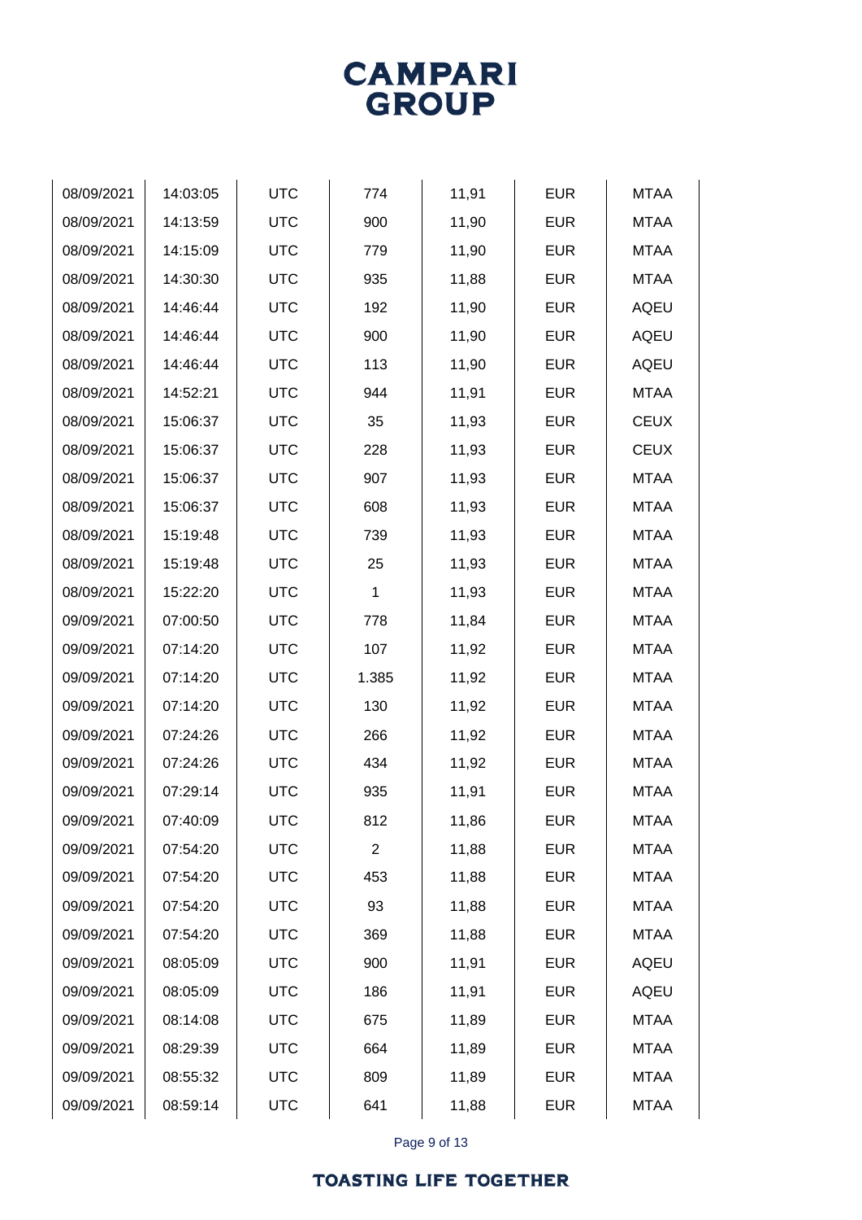| 08/09/2021 | 14:03:05 | UTC | 774 | 11,91 | EUR | MTAA |
|---|---|---|---|---|---|---|
| 08/09/2021 | 14:13:59 | UTC | 900 | 11,90 | EUR | MTAA |
| 08/09/2021 | 14:15:09 | UTC | 779 | 11,90 | EUR | MTAA |
| 08/09/2021 | 14:30:30 | UTC | 935 | 11,88 | EUR | MTAA |
| 08/09/2021 | 14:46:44 | UTC | 192 | 11,90 | EUR | AQEU |
| 08/09/2021 | 14:46:44 | UTC | 900 | 11,90 | EUR | AQEU |
| 08/09/2021 | 14:46:44 | UTC | 113 | 11,90 | EUR | AQEU |
| 08/09/2021 | 14:52:21 | UTC | 944 | 11,91 | EUR | MTAA |
| 08/09/2021 | 15:06:37 | UTC | 35 | 11,93 | EUR | CEUX |
| 08/09/2021 | 15:06:37 | UTC | 228 | 11,93 | EUR | CEUX |
| 08/09/2021 | 15:06:37 | UTC | 907 | 11,93 | EUR | MTAA |
| 08/09/2021 | 15:06:37 | UTC | 608 | 11,93 | EUR | MTAA |
| 08/09/2021 | 15:19:48 | UTC | 739 | 11,93 | EUR | MTAA |
| 08/09/2021 | 15:19:48 | UTC | 25 | 11,93 | EUR | MTAA |
| 08/09/2021 | 15:22:20 | UTC | 1 | 11,93 | EUR | MTAA |
| 09/09/2021 | 07:00:50 | UTC | 778 | 11,84 | EUR | MTAA |
| 09/09/2021 | 07:14:20 | UTC | 107 | 11,92 | EUR | MTAA |
| 09/09/2021 | 07:14:20 | UTC | 1.385 | 11,92 | EUR | MTAA |
| 09/09/2021 | 07:14:20 | UTC | 130 | 11,92 | EUR | MTAA |
| 09/09/2021 | 07:24:26 | UTC | 266 | 11,92 | EUR | MTAA |
| 09/09/2021 | 07:24:26 | UTC | 434 | 11,92 | EUR | MTAA |
| 09/09/2021 | 07:29:14 | UTC | 935 | 11,91 | EUR | MTAA |
| 09/09/2021 | 07:40:09 | UTC | 812 | 11,86 | EUR | MTAA |
| 09/09/2021 | 07:54:20 | UTC | 2 | 11,88 | EUR | MTAA |
| 09/09/2021 | 07:54:20 | UTC | 453 | 11,88 | EUR | MTAA |
| 09/09/2021 | 07:54:20 | UTC | 93 | 11,88 | EUR | MTAA |
| 09/09/2021 | 07:54:20 | UTC | 369 | 11,88 | EUR | MTAA |
| 09/09/2021 | 08:05:09 | UTC | 900 | 11,91 | EUR | AQEU |
| 09/09/2021 | 08:05:09 | UTC | 186 | 11,91 | EUR | AQEU |
| 09/09/2021 | 08:14:08 | UTC | 675 | 11,89 | EUR | MTAA |
| 09/09/2021 | 08:29:39 | UTC | 664 | 11,89 | EUR | MTAA |
| 09/09/2021 | 08:55:32 | UTC | 809 | 11,89 | EUR | MTAA |
| 09/09/2021 | 08:59:14 | UTC | 641 | 11,88 | EUR | MTAA |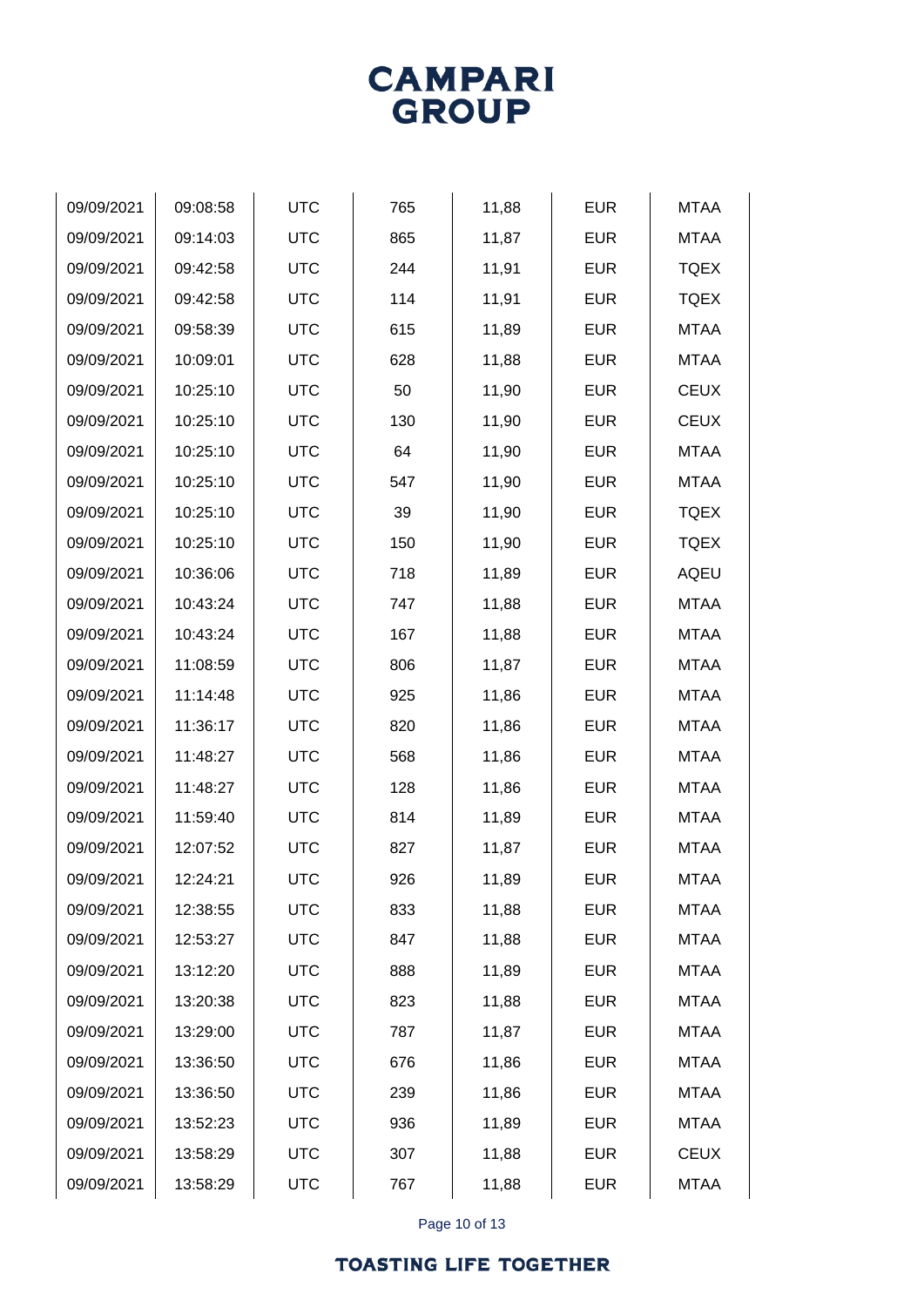| | | | | | | |
|---|---|---|---|---|---|---|
| 09/09/2021 | 09:08:58 | UTC | 765 | 11,88 | EUR | MTAA |
| 09/09/2021 | 09:14:03 | UTC | 865 | 11,87 | EUR | MTAA |
| 09/09/2021 | 09:42:58 | UTC | 244 | 11,91 | EUR | TQEX |
| 09/09/2021 | 09:42:58 | UTC | 114 | 11,91 | EUR | TQEX |
| 09/09/2021 | 09:58:39 | UTC | 615 | 11,89 | EUR | MTAA |
| 09/09/2021 | 10:09:01 | UTC | 628 | 11,88 | EUR | MTAA |
| 09/09/2021 | 10:25:10 | UTC | 50 | 11,90 | EUR | CEUX |
| 09/09/2021 | 10:25:10 | UTC | 130 | 11,90 | EUR | CEUX |
| 09/09/2021 | 10:25:10 | UTC | 64 | 11,90 | EUR | MTAA |
| 09/09/2021 | 10:25:10 | UTC | 547 | 11,90 | EUR | MTAA |
| 09/09/2021 | 10:25:10 | UTC | 39 | 11,90 | EUR | TQEX |
| 09/09/2021 | 10:25:10 | UTC | 150 | 11,90 | EUR | TQEX |
| 09/09/2021 | 10:36:06 | UTC | 718 | 11,89 | EUR | AQEU |
| 09/09/2021 | 10:43:24 | UTC | 747 | 11,88 | EUR | MTAA |
| 09/09/2021 | 10:43:24 | UTC | 167 | 11,88 | EUR | MTAA |
| 09/09/2021 | 11:08:59 | UTC | 806 | 11,87 | EUR | MTAA |
| 09/09/2021 | 11:14:48 | UTC | 925 | 11,86 | EUR | MTAA |
| 09/09/2021 | 11:36:17 | UTC | 820 | 11,86 | EUR | MTAA |
| 09/09/2021 | 11:48:27 | UTC | 568 | 11,86 | EUR | MTAA |
| 09/09/2021 | 11:48:27 | UTC | 128 | 11,86 | EUR | MTAA |
| 09/09/2021 | 11:59:40 | UTC | 814 | 11,89 | EUR | MTAA |
| 09/09/2021 | 12:07:52 | UTC | 827 | 11,87 | EUR | MTAA |
| 09/09/2021 | 12:24:21 | UTC | 926 | 11,89 | EUR | MTAA |
| 09/09/2021 | 12:38:55 | UTC | 833 | 11,88 | EUR | MTAA |
| 09/09/2021 | 12:53:27 | UTC | 847 | 11,88 | EUR | MTAA |
| 09/09/2021 | 13:12:20 | UTC | 888 | 11,89 | EUR | MTAA |
| 09/09/2021 | 13:20:38 | UTC | 823 | 11,88 | EUR | MTAA |
| 09/09/2021 | 13:29:00 | UTC | 787 | 11,87 | EUR | MTAA |
| 09/09/2021 | 13:36:50 | UTC | 676 | 11,86 | EUR | MTAA |
| 09/09/2021 | 13:36:50 | UTC | 239 | 11,86 | EUR | MTAA |
| 09/09/2021 | 13:52:23 | UTC | 936 | 11,89 | EUR | MTAA |
| 09/09/2021 | 13:58:29 | UTC | 307 | 11,88 | EUR | CEUX |
| 09/09/2021 | 13:58:29 | UTC | 767 | 11,88 | EUR | MTAA |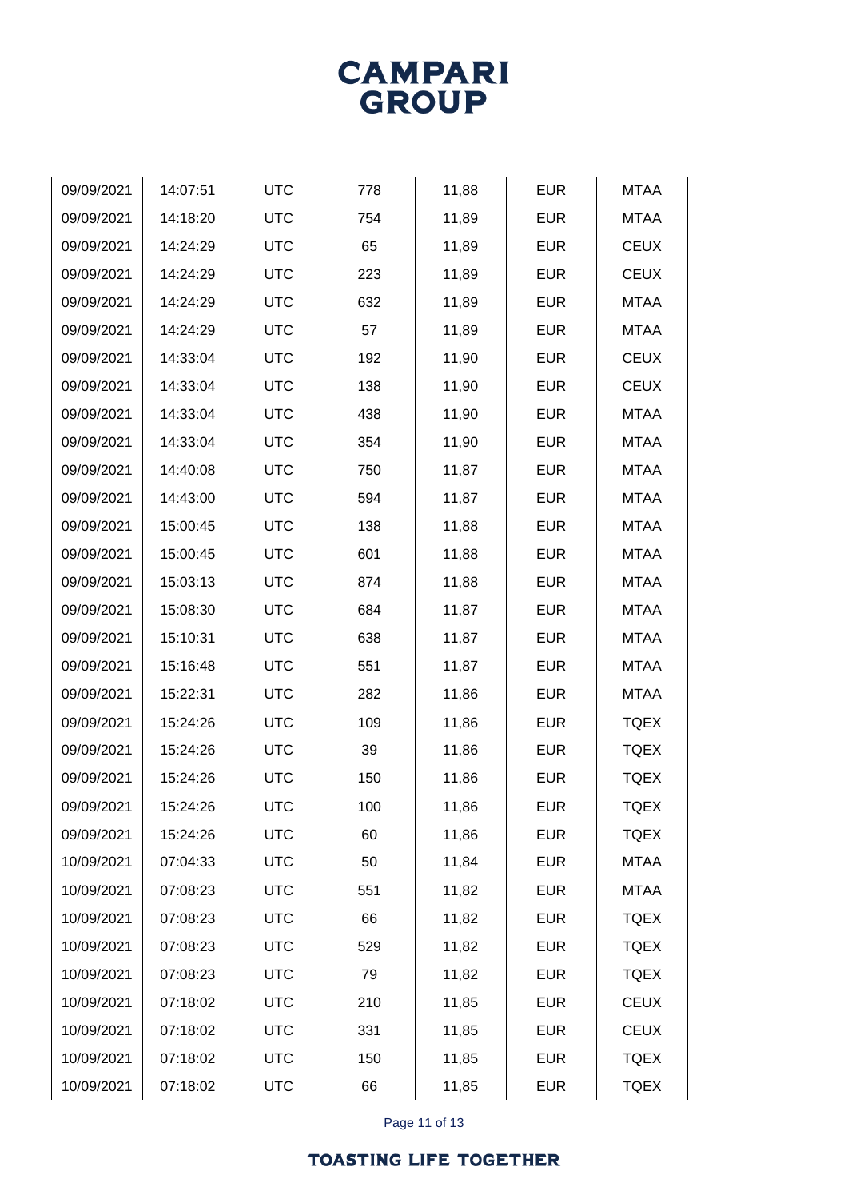| | | | | | | |
|---|---|---|---|---|---|---|
| 09/09/2021 | 14:07:51 | UTC | 778 | 11,88 | EUR | MTAA |
| 09/09/2021 | 14:18:20 | UTC | 754 | 11,89 | EUR | MTAA |
| 09/09/2021 | 14:24:29 | UTC | 65 | 11,89 | EUR | CEUX |
| 09/09/2021 | 14:24:29 | UTC | 223 | 11,89 | EUR | CEUX |
| 09/09/2021 | 14:24:29 | UTC | 632 | 11,89 | EUR | MTAA |
| 09/09/2021 | 14:24:29 | UTC | 57 | 11,89 | EUR | MTAA |
| 09/09/2021 | 14:33:04 | UTC | 192 | 11,90 | EUR | CEUX |
| 09/09/2021 | 14:33:04 | UTC | 138 | 11,90 | EUR | CEUX |
| 09/09/2021 | 14:33:04 | UTC | 438 | 11,90 | EUR | MTAA |
| 09/09/2021 | 14:33:04 | UTC | 354 | 11,90 | EUR | MTAA |
| 09/09/2021 | 14:40:08 | UTC | 750 | 11,87 | EUR | MTAA |
| 09/09/2021 | 14:43:00 | UTC | 594 | 11,87 | EUR | MTAA |
| 09/09/2021 | 15:00:45 | UTC | 138 | 11,88 | EUR | MTAA |
| 09/09/2021 | 15:00:45 | UTC | 601 | 11,88 | EUR | MTAA |
| 09/09/2021 | 15:03:13 | UTC | 874 | 11,88 | EUR | MTAA |
| 09/09/2021 | 15:08:30 | UTC | 684 | 11,87 | EUR | MTAA |
| 09/09/2021 | 15:10:31 | UTC | 638 | 11,87 | EUR | MTAA |
| 09/09/2021 | 15:16:48 | UTC | 551 | 11,87 | EUR | MTAA |
| 09/09/2021 | 15:22:31 | UTC | 282 | 11,86 | EUR | MTAA |
| 09/09/2021 | 15:24:26 | UTC | 109 | 11,86 | EUR | TQEX |
| 09/09/2021 | 15:24:26 | UTC | 39 | 11,86 | EUR | TQEX |
| 09/09/2021 | 15:24:26 | UTC | 150 | 11,86 | EUR | TQEX |
| 09/09/2021 | 15:24:26 | UTC | 100 | 11,86 | EUR | TQEX |
| 09/09/2021 | 15:24:26 | UTC | 60 | 11,86 | EUR | TQEX |
| 10/09/2021 | 07:04:33 | UTC | 50 | 11,84 | EUR | MTAA |
| 10/09/2021 | 07:08:23 | UTC | 551 | 11,82 | EUR | MTAA |
| 10/09/2021 | 07:08:23 | UTC | 66 | 11,82 | EUR | TQEX |
| 10/09/2021 | 07:08:23 | UTC | 529 | 11,82 | EUR | TQEX |
| 10/09/2021 | 07:08:23 | UTC | 79 | 11,82 | EUR | TQEX |
| 10/09/2021 | 07:18:02 | UTC | 210 | 11,85 | EUR | CEUX |
| 10/09/2021 | 07:18:02 | UTC | 331 | 11,85 | EUR | CEUX |
| 10/09/2021 | 07:18:02 | UTC | 150 | 11,85 | EUR | TQEX |
| 10/09/2021 | 07:18:02 | UTC | 66 | 11,85 | EUR | TQEX |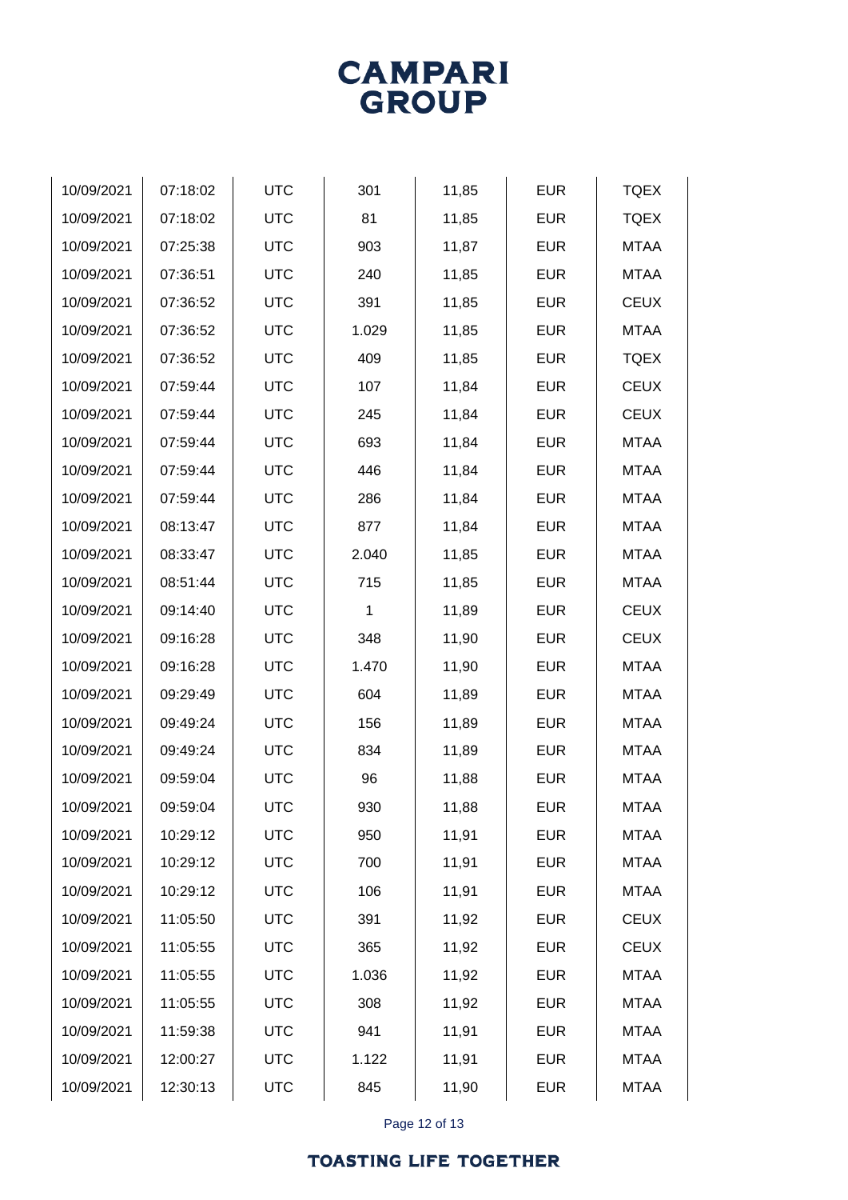| | | | | | | |
|---|---|---|---|---|---|---|
| 10/09/2021 | 07:18:02 | UTC | 301 | 11,85 | EUR | TQEX |
| 10/09/2021 | 07:18:02 | UTC | 81 | 11,85 | EUR | TQEX |
| 10/09/2021 | 07:25:38 | UTC | 903 | 11,87 | EUR | MTAA |
| 10/09/2021 | 07:36:51 | UTC | 240 | 11,85 | EUR | MTAA |
| 10/09/2021 | 07:36:52 | UTC | 391 | 11,85 | EUR | CEUX |
| 10/09/2021 | 07:36:52 | UTC | 1.029 | 11,85 | EUR | MTAA |
| 10/09/2021 | 07:36:52 | UTC | 409 | 11,85 | EUR | TQEX |
| 10/09/2021 | 07:59:44 | UTC | 107 | 11,84 | EUR | CEUX |
| 10/09/2021 | 07:59:44 | UTC | 245 | 11,84 | EUR | CEUX |
| 10/09/2021 | 07:59:44 | UTC | 693 | 11,84 | EUR | MTAA |
| 10/09/2021 | 07:59:44 | UTC | 446 | 11,84 | EUR | MTAA |
| 10/09/2021 | 07:59:44 | UTC | 286 | 11,84 | EUR | MTAA |
| 10/09/2021 | 08:13:47 | UTC | 877 | 11,84 | EUR | MTAA |
| 10/09/2021 | 08:33:47 | UTC | 2.040 | 11,85 | EUR | MTAA |
| 10/09/2021 | 08:51:44 | UTC | 715 | 11,85 | EUR | MTAA |
| 10/09/2021 | 09:14:40 | UTC | 1 | 11,89 | EUR | CEUX |
| 10/09/2021 | 09:16:28 | UTC | 348 | 11,90 | EUR | CEUX |
| 10/09/2021 | 09:16:28 | UTC | 1.470 | 11,90 | EUR | MTAA |
| 10/09/2021 | 09:29:49 | UTC | 604 | 11,89 | EUR | MTAA |
| 10/09/2021 | 09:49:24 | UTC | 156 | 11,89 | EUR | MTAA |
| 10/09/2021 | 09:49:24 | UTC | 834 | 11,89 | EUR | MTAA |
| 10/09/2021 | 09:59:04 | UTC | 96 | 11,88 | EUR | MTAA |
| 10/09/2021 | 09:59:04 | UTC | 930 | 11,88 | EUR | MTAA |
| 10/09/2021 | 10:29:12 | UTC | 950 | 11,91 | EUR | MTAA |
| 10/09/2021 | 10:29:12 | UTC | 700 | 11,91 | EUR | MTAA |
| 10/09/2021 | 10:29:12 | UTC | 106 | 11,91 | EUR | MTAA |
| 10/09/2021 | 11:05:50 | UTC | 391 | 11,92 | EUR | CEUX |
| 10/09/2021 | 11:05:55 | UTC | 365 | 11,92 | EUR | CEUX |
| 10/09/2021 | 11:05:55 | UTC | 1.036 | 11,92 | EUR | MTAA |
| 10/09/2021 | 11:05:55 | UTC | 308 | 11,92 | EUR | MTAA |
| 10/09/2021 | 11:59:38 | UTC | 941 | 11,91 | EUR | MTAA |
| 10/09/2021 | 12:00:27 | UTC | 1.122 | 11,91 | EUR | MTAA |
| 10/09/2021 | 12:30:13 | UTC | 845 | 11,90 | EUR | MTAA |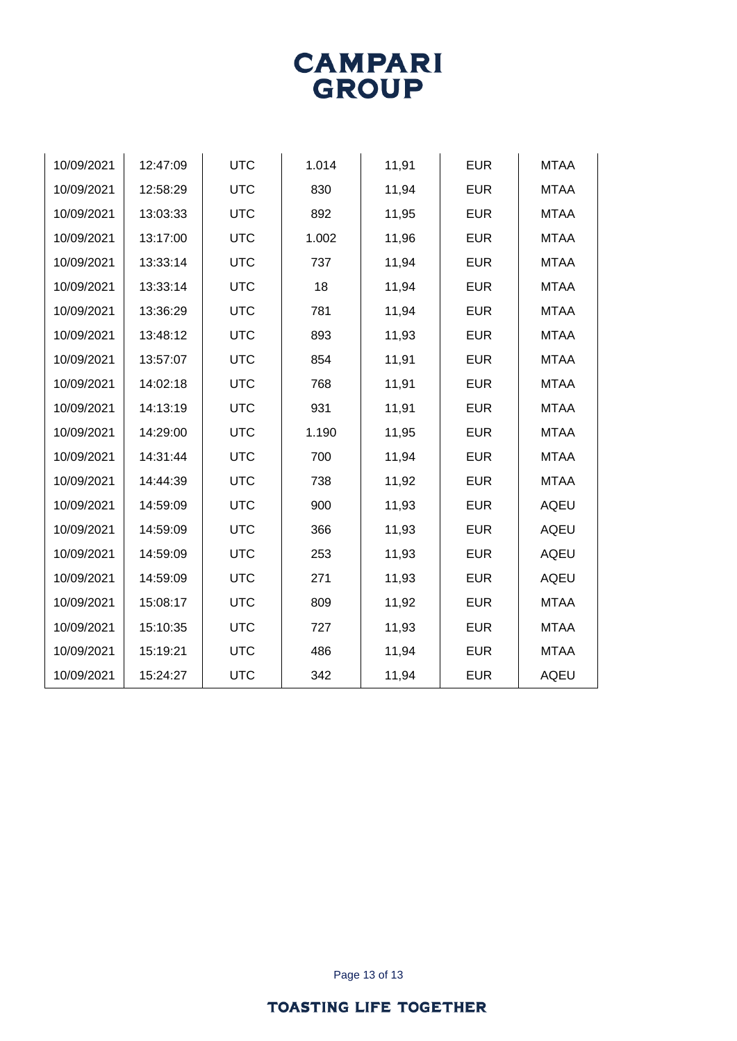| | | | | | | |
|---|---|---|---|---|---|---|
| 10/09/2021 | 12:47:09 | UTC | 1.014 | 11,91 | EUR | MTAA |
| 10/09/2021 | 12:58:29 | UTC | 830 | 11,94 | EUR | MTAA |
| 10/09/2021 | 13:03:33 | UTC | 892 | 11,95 | EUR | MTAA |
| 10/09/2021 | 13:17:00 | UTC | 1.002 | 11,96 | EUR | MTAA |
| 10/09/2021 | 13:33:14 | UTC | 737 | 11,94 | EUR | MTAA |
| 10/09/2021 | 13:33:14 | UTC | 18 | 11,94 | EUR | MTAA |
| 10/09/2021 | 13:36:29 | UTC | 781 | 11,94 | EUR | MTAA |
| 10/09/2021 | 13:48:12 | UTC | 893 | 11,93 | EUR | MTAA |
| 10/09/2021 | 13:57:07 | UTC | 854 | 11,91 | EUR | MTAA |
| 10/09/2021 | 14:02:18 | UTC | 768 | 11,91 | EUR | MTAA |
| 10/09/2021 | 14:13:19 | UTC | 931 | 11,91 | EUR | MTAA |
| 10/09/2021 | 14:29:00 | UTC | 1.190 | 11,95 | EUR | MTAA |
| 10/09/2021 | 14:31:44 | UTC | 700 | 11,94 | EUR | MTAA |
| 10/09/2021 | 14:44:39 | UTC | 738 | 11,92 | EUR | MTAA |
| 10/09/2021 | 14:59:09 | UTC | 900 | 11,93 | EUR | AQEU |
| 10/09/2021 | 14:59:09 | UTC | 366 | 11,93 | EUR | AQEU |
| 10/09/2021 | 14:59:09 | UTC | 253 | 11,93 | EUR | AQEU |
| 10/09/2021 | 14:59:09 | UTC | 271 | 11,93 | EUR | AQEU |
| 10/09/2021 | 15:08:17 | UTC | 809 | 11,92 | EUR | MTAA |
| 10/09/2021 | 15:10:35 | UTC | 727 | 11,93 | EUR | MTAA |
| 10/09/2021 | 15:19:21 | UTC | 486 | 11,94 | EUR | MTAA |
| 10/09/2021 | 15:24:27 | UTC | 342 | 11,94 | EUR | AQEU |